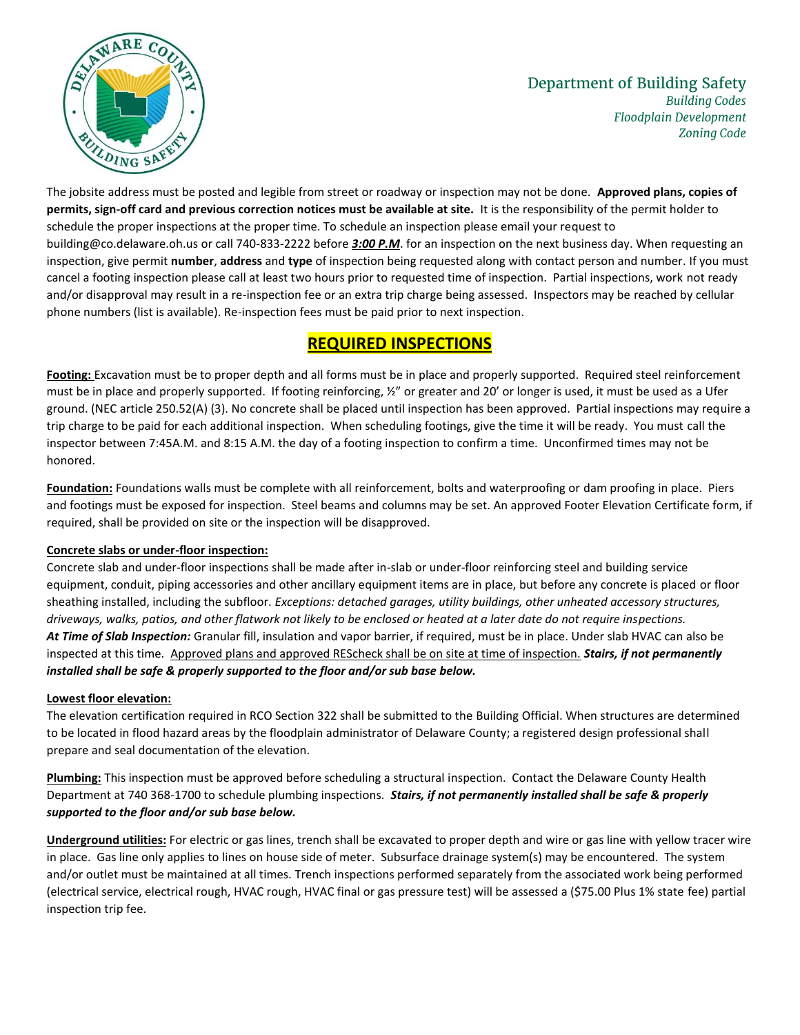Department of Building Safety
*Building Codes*
*Floodplain Development*
*Zoning Code*

The jobsite address must be posted and legible from street or roadway or inspection may not be done. **Approved plans, copies of permits, sign-off card and previous correction notices must be available at site.** It is the responsibility of the permit holder to schedule the proper inspections at the proper time. To schedule an inspection please email your request to building@co.delaware.oh.us or call 740-833-2222 before ***3:00 P.M***. for an inspection on the next business day. When requesting an inspection, give permit **number**, **address** and **type** of inspection being requested along with contact person and number. If you must cancel a footing inspection please call at least two hours prior to requested time of inspection. Partial inspections, work not ready and/or disapproval may result in a re-inspection fee or an extra trip charge being assessed. Inspectors may be reached by cellular phone numbers (list is available). Re-inspection fees must be paid prior to next inspection.

# REQUIRED INSPECTIONS

**Footing:** Excavation must be to proper depth and all forms must be in place and properly supported. Required steel reinforcement must be in place and properly supported. If footing reinforcing, ½" or greater and 20' or longer is used, it must be used as a Ufer ground. (NEC article 250.52(A) (3). No concrete shall be placed until inspection has been approved. Partial inspections may require a trip charge to be paid for each additional inspection. When scheduling footings, give the time it will be ready. You must call the inspector between 7:45A.M. and 8:15 A.M. the day of a footing inspection to confirm a time. Unconfirmed times may not be honored.

**Foundation:** Foundations walls must be complete with all reinforcement, bolts and waterproofing or dam proofing in place. Piers and footings must be exposed for inspection. Steel beams and columns may be set. An approved Footer Elevation Certificate form, if required, shall be provided on site or the inspection will be disapproved.

**Concrete slabs or under-floor inspection:**
Concrete slab and under-floor inspections shall be made after in-slab or under-floor reinforcing steel and building service equipment, conduit, piping accessories and other ancillary equipment items are in place, but before any concrete is placed or floor sheathing installed, including the subfloor. *Exceptions: detached garages, utility buildings, other unheated accessory structures, driveways, walks, patios, and other flatwork not likely to be enclosed or heated at a later date do not require inspections.*
***At Time of Slab Inspection:*** Granular fill, insulation and vapor barrier, if required, must be in place. Under slab HVAC can also be inspected at this time. Approved plans and approved REScheck shall be on site at time of inspection. ***Stairs, if not permanently installed shall be safe & properly supported to the floor and/or sub base below.***

**Lowest floor elevation:**
The elevation certification required in RCO Section 322 shall be submitted to the Building Official. When structures are determined to be located in flood hazard areas by the floodplain administrator of Delaware County; a registered design professional shall prepare and seal documentation of the elevation.

**Plumbing:** This inspection must be approved before scheduling a structural inspection. Contact the Delaware County Health Department at 740 368-1700 to schedule plumbing inspections. ***Stairs, if not permanently installed shall be safe & properly supported to the floor and/or sub base below.***

**Underground utilities:** For electric or gas lines, trench shall be excavated to proper depth and wire or gas line with yellow tracer wire in place. Gas line only applies to lines on house side of meter. Subsurface drainage system(s) may be encountered. The system and/or outlet must be maintained at all times. Trench inspections performed separately from the associated work being performed (electrical service, electrical rough, HVAC rough, HVAC final or gas pressure test) will be assessed a ($75.00 Plus 1% state fee) partial inspection trip fee.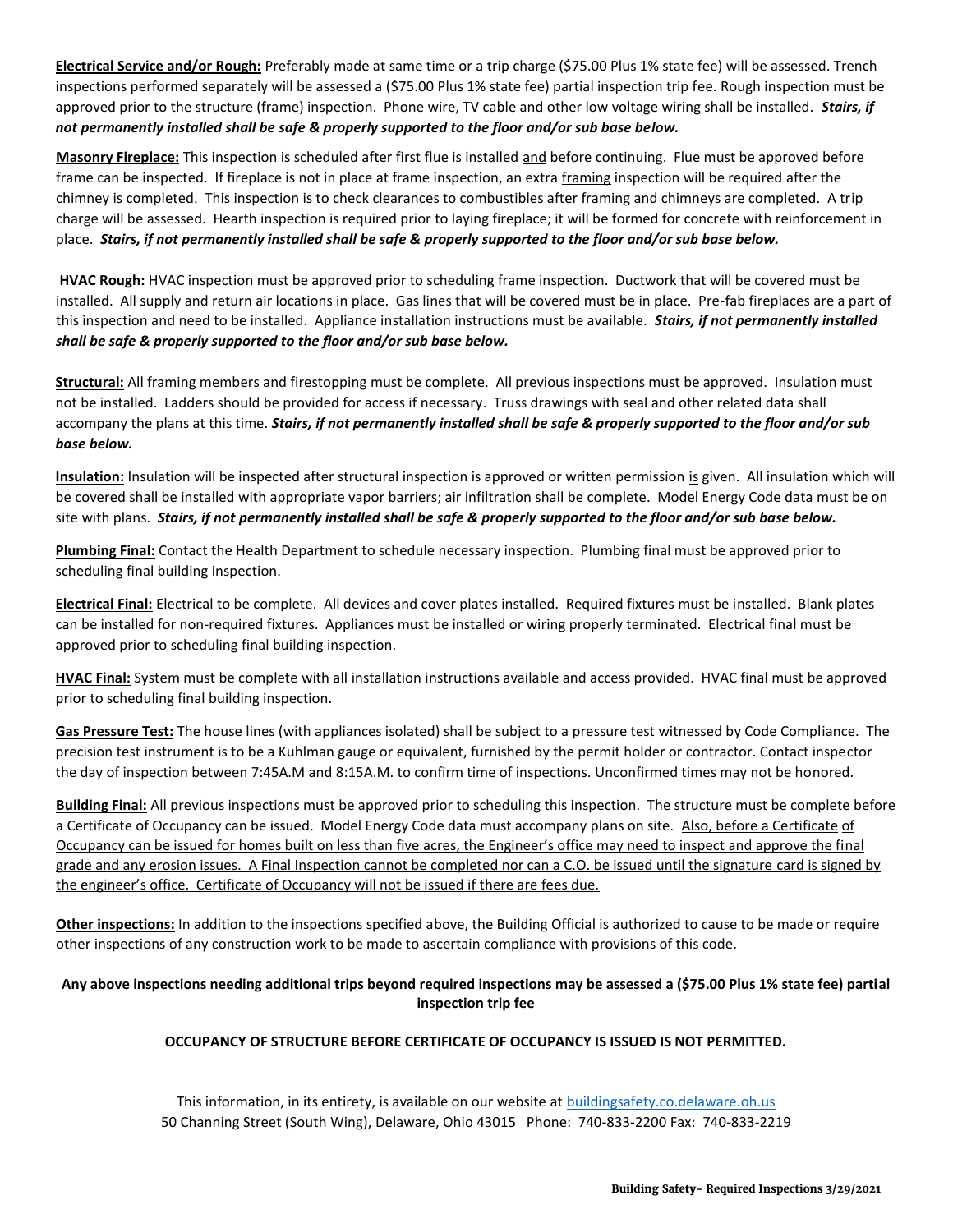**Electrical Service and/or Rough:** Preferably made at same time or a trip charge ($75.00 Plus 1% state fee) will be assessed. Trench inspections performed separately will be assessed a ($75.00 Plus 1% state fee) partial inspection trip fee. Rough inspection must be approved prior to the structure (frame) inspection. Phone wire, TV cable and other low voltage wiring shall be installed. ***Stairs, if not permanently installed shall be safe & properly supported to the floor and/or sub base below.***

**Masonry Fireplace:** This inspection is scheduled after first flue is installed and before continuing. Flue must be approved before frame can be inspected. If fireplace is not in place at frame inspection, an extra framing inspection will be required after the chimney is completed. This inspection is to check clearances to combustibles after framing and chimneys are completed. A trip charge will be assessed. Hearth inspection is required prior to laying fireplace; it will be formed for concrete with reinforcement in place. ***Stairs, if not permanently installed shall be safe & properly supported to the floor and/or sub base below.***

**HVAC Rough:** HVAC inspection must be approved prior to scheduling frame inspection. Ductwork that will be covered must be installed. All supply and return air locations in place. Gas lines that will be covered must be in place. Pre-fab fireplaces are a part of this inspection and need to be installed. Appliance installation instructions must be available. ***Stairs, if not permanently installed shall be safe & properly supported to the floor and/or sub base below.***

**Structural:** All framing members and firestopping must be complete. All previous inspections must be approved. Insulation must not be installed. Ladders should be provided for access if necessary. Truss drawings with seal and other related data shall accompany the plans at this time. ***Stairs, if not permanently installed shall be safe & properly supported to the floor and/or sub base below.***

**Insulation:** Insulation will be inspected after structural inspection is approved or written permission is given. All insulation which will be covered shall be installed with appropriate vapor barriers; air infiltration shall be complete. Model Energy Code data must be on site with plans. ***Stairs, if not permanently installed shall be safe & properly supported to the floor and/or sub base below.***

**Plumbing Final:** Contact the Health Department to schedule necessary inspection. Plumbing final must be approved prior to scheduling final building inspection.

**Electrical Final:** Electrical to be complete. All devices and cover plates installed. Required fixtures must be installed. Blank plates can be installed for non-required fixtures. Appliances must be installed or wiring properly terminated. Electrical final must be approved prior to scheduling final building inspection.

**HVAC Final:** System must be complete with all installation instructions available and access provided. HVAC final must be approved prior to scheduling final building inspection.

**Gas Pressure Test:** The house lines (with appliances isolated) shall be subject to a pressure test witnessed by Code Compliance. The precision test instrument is to be a Kuhlman gauge or equivalent, furnished by the permit holder or contractor. Contact inspector the day of inspection between 7:45A.M and 8:15A.M. to confirm time of inspections. Unconfirmed times may not be honored.

**Building Final:** All previous inspections must be approved prior to scheduling this inspection. The structure must be complete before a Certificate of Occupancy can be issued. Model Energy Code data must accompany plans on site. Also, before a Certificate of Occupancy can be issued for homes built on less than five acres, the Engineer's office may need to inspect and approve the final grade and any erosion issues. A Final Inspection cannot be completed nor can a C.O. be issued until the signature card is signed by the engineer's office. Certificate of Occupancy will not be issued if there are fees due.

**Other inspections:** In addition to the inspections specified above, the Building Official is authorized to cause to be made or require other inspections of any construction work to be made to ascertain compliance with provisions of this code.

**Any above inspections needing additional trips beyond required inspections may be assessed a ($75.00 Plus 1% state fee) partial inspection trip fee**

**OCCUPANCY OF STRUCTURE BEFORE CERTIFICATE OF OCCUPANCY IS ISSUED IS NOT PERMITTED.**

This information, in its entirety, is available on our website at buildingsafety.co.delaware.oh.us
50 Channing Street (South Wing), Delaware, Ohio 43015 Phone: 740-833-2200 Fax: 740-833-2219